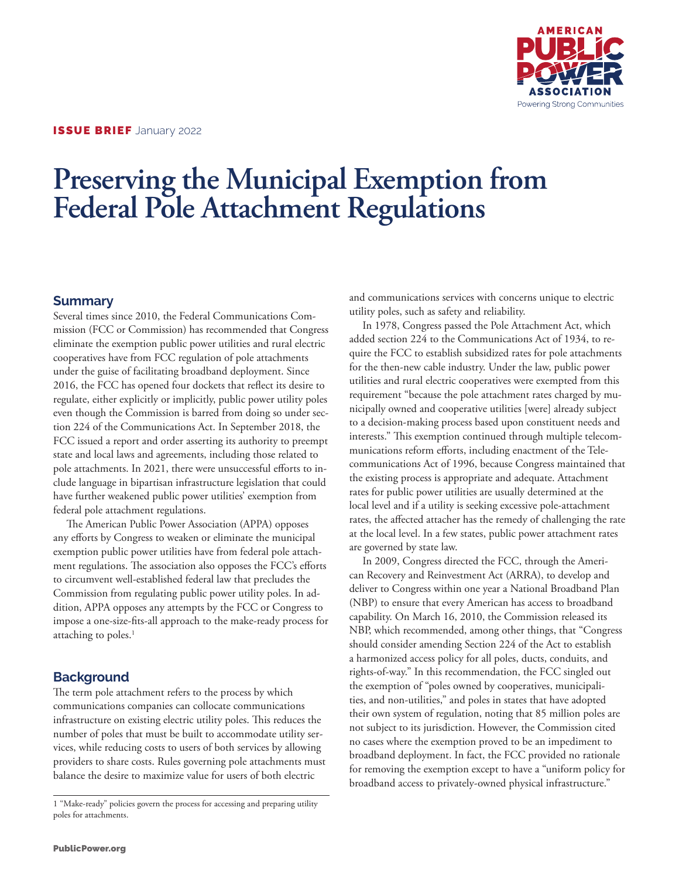**ISSUE BRIEF** January 2022

# Preserving the Municipal Exemption from Federal Pole Attachment Regulations

## Summary

Several times since 2010, the Federal Communications Commission (FCC or Commission) has recommended that Congress eliminate the exemption public power utilities and rural electric cooperatives have from FCC regulation of pole attachments under the guise of facilitating broadband deployment. Since 2016, the FCC has opened four dockets that reflect its desire to regulate, either explicitly or implicitly, public power utility poles even though the Commission is barred from doing so under section 224 of the Communications Act. In September 2018, the FCC issued a report and order asserting its authority to preempt state and local laws and agreements, including those related to pole attachments. In 2021, there were unsuccessful efforts to include language in bipartisan infrastructure legislation that could have further weakened public power utilities' exemption from federal pole attachment regulations.

The American Public Power Association (APPA) opposes any efforts by Congress to weaken or eliminate the municipal exemption public power utilities have from federal pole attachment regulations. The association also opposes the FCC's efforts to circumvent well-established federal law that precludes the Commission from regulating public power utility poles. In addition, APPA opposes any attempts by the FCC or Congress to impose a one-size-fits-all approach to the make-ready process for attaching to poles.[1]

## Background

The term pole attachment refers to the process by which communications companies can collocate communications infrastructure on existing electric utility poles. This reduces the number of poles that must be built to accommodate utility services, while reducing costs to users of both services by allowing providers to share costs. Rules governing pole attachments must balance the desire to maximize value for users of both electric and communications services with concerns unique to electric utility poles, such as safety and reliability.

In 1978, Congress passed the Pole Attachment Act, which added section 224 to the Communications Act of 1934, to require the FCC to establish subsidized rates for pole attachments for the then-new cable industry. Under the law, public power utilities and rural electric cooperatives were exempted from this requirement "because the pole attachment rates charged by municipally owned and cooperative utilities [were] already subject to a decision-making process based upon constituent needs and interests." This exemption continued through multiple telecommunications reform efforts, including enactment of the Telecommunications Act of 1996, because Congress maintained that the existing process is appropriate and adequate. Attachment rates for public power utilities are usually determined at the local level and if a utility is seeking excessive pole-attachment rates, the affected attacher has the remedy of challenging the rate at the local level. In a few states, public power attachment rates are governed by state law.

In 2009, Congress directed the FCC, through the American Recovery and Reinvestment Act (ARRA), to develop and deliver to Congress within one year a National Broadband Plan (NBP) to ensure that every American has access to broadband capability. On March 16, 2010, the Commission released its NBP, which recommended, among other things, that "Congress should consider amending Section 224 of the Act to establish a harmonized access policy for all poles, ducts, conduits, and rights-of-way." In this recommendation, the FCC singled out the exemption of "poles owned by cooperatives, municipalities, and non-utilities," and poles in states that have adopted their own system of regulation, noting that 85 million poles are not subject to its jurisdiction. However, the Commission cited no cases where the exemption proved to be an impediment to broadband deployment. In fact, the FCC provided no rationale for removing the exemption except to have a "uniform policy for broadband access to privately-owned physical infrastructure."

---

[1] "Make-ready" policies govern the process for accessing and preparing utility poles for attachments.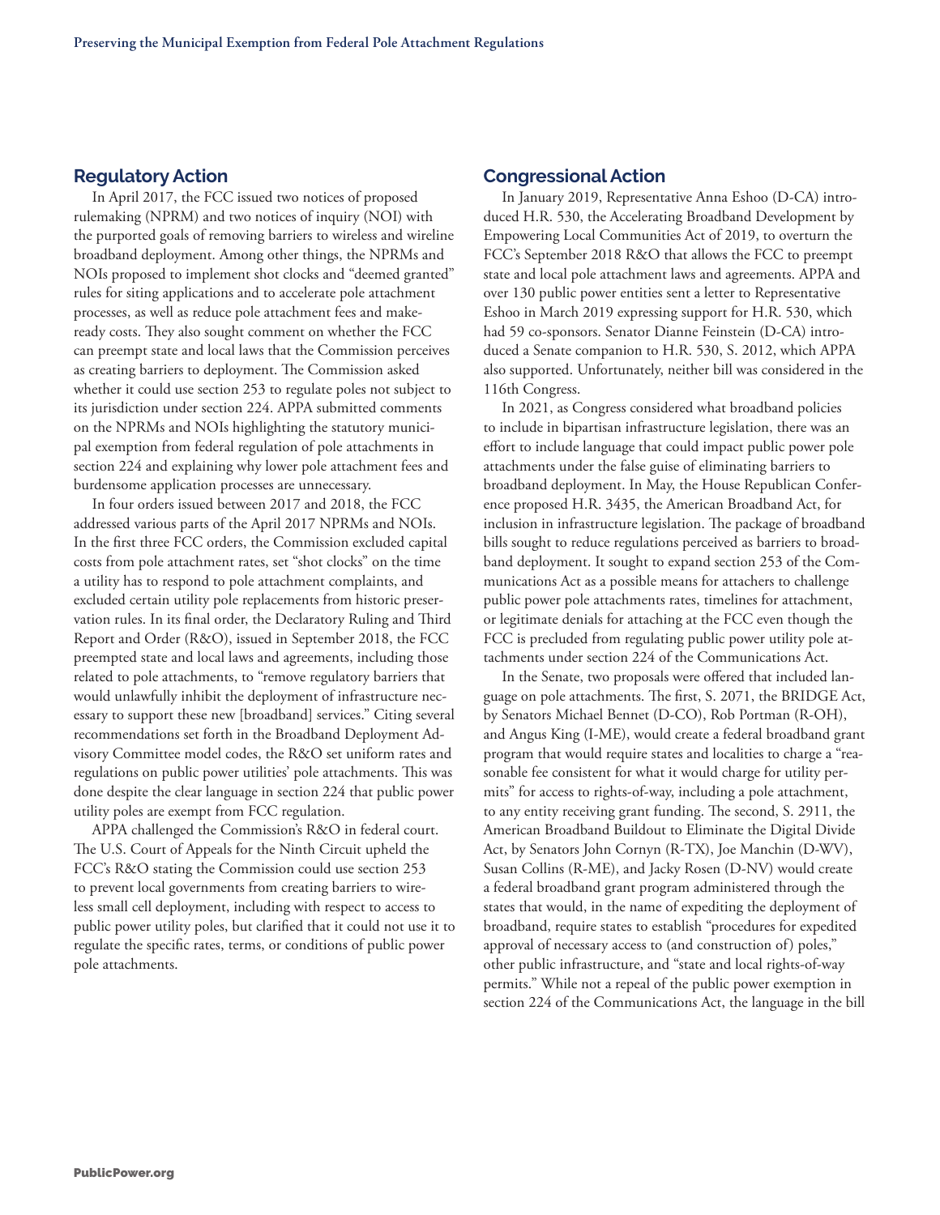## Regulatory Action

In April 2017, the FCC issued two notices of proposed rulemaking (NPRM) and two notices of inquiry (NOI) with the purported goals of removing barriers to wireless and wireline broadband deployment. Among other things, the NPRMs and NOIs proposed to implement shot clocks and "deemed granted" rules for siting applications and to accelerate pole attachment processes, as well as reduce pole attachment fees and make-ready costs. They also sought comment on whether the FCC can preempt state and local laws that the Commission perceives as creating barriers to deployment. The Commission asked whether it could use section 253 to regulate poles not subject to its jurisdiction under section 224. APPA submitted comments on the NPRMs and NOIs highlighting the statutory municipal exemption from federal regulation of pole attachments in section 224 and explaining why lower pole attachment fees and burdensome application processes are unnecessary.

In four orders issued between 2017 and 2018, the FCC addressed various parts of the April 2017 NPRMs and NOIs. In the first three FCC orders, the Commission excluded capital costs from pole attachment rates, set "shot clocks" on the time a utility has to respond to pole attachment complaints, and excluded certain utility pole replacements from historic preservation rules. In its final order, the Declaratory Ruling and Third Report and Order (R&O), issued in September 2018, the FCC preempted state and local laws and agreements, including those related to pole attachments, to "remove regulatory barriers that would unlawfully inhibit the deployment of infrastructure necessary to support these new [broadband] services." Citing several recommendations set forth in the Broadband Deployment Advisory Committee model codes, the R&O set uniform rates and regulations on public power utilities' pole attachments. This was done despite the clear language in section 224 that public power utility poles are exempt from FCC regulation.

APPA challenged the Commission's R&O in federal court. The U.S. Court of Appeals for the Ninth Circuit upheld the FCC's R&O stating the Commission could use section 253 to prevent local governments from creating barriers to wireless small cell deployment, including with respect to access to public power utility poles, but clarified that it could not use it to regulate the specific rates, terms, or conditions of public power pole attachments.

## Congressional Action

In January 2019, Representative Anna Eshoo (D-CA) introduced H.R. 530, the Accelerating Broadband Development by Empowering Local Communities Act of 2019, to overturn the FCC's September 2018 R&O that allows the FCC to preempt state and local pole attachment laws and agreements. APPA and over 130 public power entities sent a letter to Representative Eshoo in March 2019 expressing support for H.R. 530, which had 59 co-sponsors. Senator Dianne Feinstein (D-CA) introduced a Senate companion to H.R. 530, S. 2012, which APPA also supported. Unfortunately, neither bill was considered in the 116th Congress.

In 2021, as Congress considered what broadband policies to include in bipartisan infrastructure legislation, there was an effort to include language that could impact public power pole attachments under the false guise of eliminating barriers to broadband deployment. In May, the House Republican Conference proposed H.R. 3435, the American Broadband Act, for inclusion in infrastructure legislation. The package of broadband bills sought to reduce regulations perceived as barriers to broadband deployment. It sought to expand section 253 of the Communications Act as a possible means for attachers to challenge public power pole attachments rates, timelines for attachment, or legitimate denials for attaching at the FCC even though the FCC is precluded from regulating public power utility pole attachments under section 224 of the Communications Act.

In the Senate, two proposals were offered that included language on pole attachments. The first, S. 2071, the BRIDGE Act, by Senators Michael Bennet (D-CO), Rob Portman (R-OH), and Angus King (I-ME), would create a federal broadband grant program that would require states and localities to charge a "reasonable fee consistent for what it would charge for utility permits" for access to rights-of-way, including a pole attachment, to any entity receiving grant funding. The second, S. 2911, the American Broadband Buildout to Eliminate the Digital Divide Act, by Senators John Cornyn (R-TX), Joe Manchin (D-WV), Susan Collins (R-ME), and Jacky Rosen (D-NV) would create a federal broadband grant program administered through the states that would, in the name of expediting the deployment of broadband, require states to establish "procedures for expedited approval of necessary access to (and construction of) poles," other public infrastructure, and "state and local rights-of-way permits." While not a repeal of the public power exemption in section 224 of the Communications Act, the language in the bill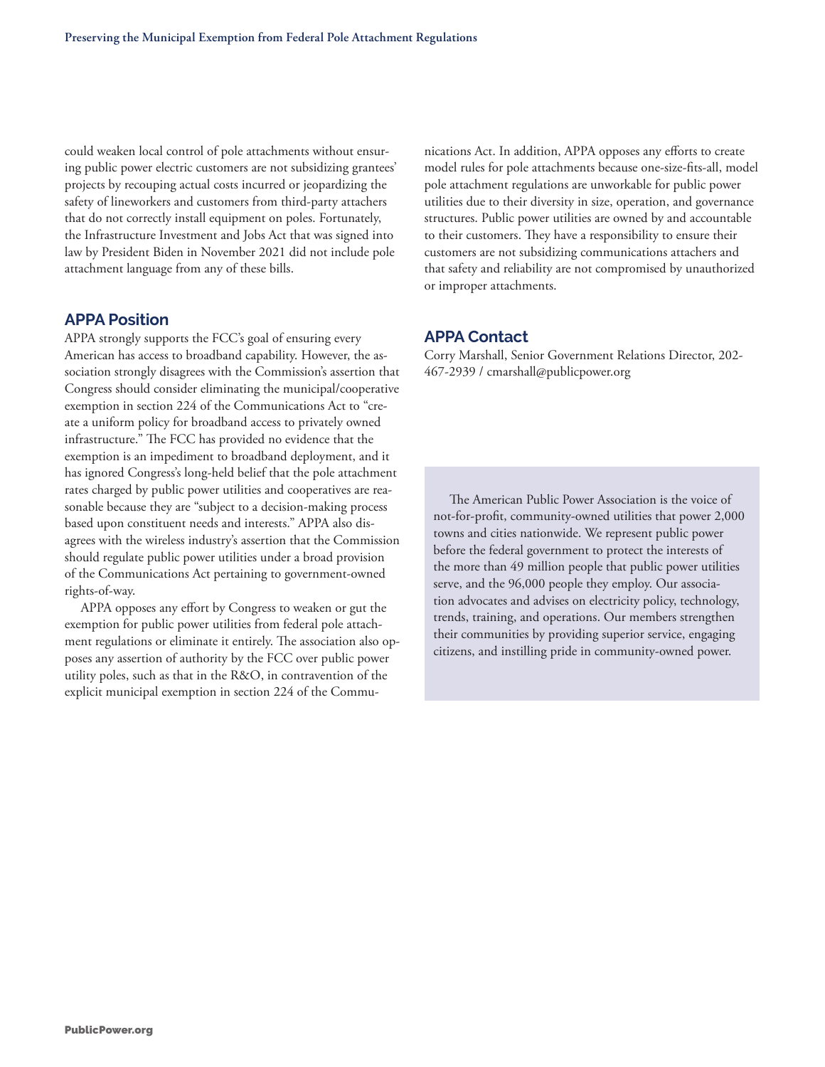could weaken local control of pole attachments without ensuring public power electric customers are not subsidizing grantees' projects by recouping actual costs incurred or jeopardizing the safety of lineworkers and customers from third-party attachers that do not correctly install equipment on poles. Fortunately, the Infrastructure Investment and Jobs Act that was signed into law by President Biden in November 2021 did not include pole attachment language from any of these bills.

## APPA Position

APPA strongly supports the FCC's goal of ensuring every American has access to broadband capability. However, the association strongly disagrees with the Commission's assertion that Congress should consider eliminating the municipal/cooperative exemption in section 224 of the Communications Act to "create a uniform policy for broadband access to privately owned infrastructure." The FCC has provided no evidence that the exemption is an impediment to broadband deployment, and it has ignored Congress's long-held belief that the pole attachment rates charged by public power utilities and cooperatives are reasonable because they are "subject to a decision-making process based upon constituent needs and interests." APPA also disagrees with the wireless industry's assertion that the Commission should regulate public power utilities under a broad provision of the Communications Act pertaining to government-owned rights-of-way.

APPA opposes any effort by Congress to weaken or gut the exemption for public power utilities from federal pole attachment regulations or eliminate it entirely. The association also opposes any assertion of authority by the FCC over public power utility poles, such as that in the R&O, in contravention of the explicit municipal exemption in section 224 of the Communications Act. In addition, APPA opposes any efforts to create model rules for pole attachments because one-size-fits-all, model pole attachment regulations are unworkable for public power utilities due to their diversity in size, operation, and governance structures. Public power utilities are owned by and accountable to their customers. They have a responsibility to ensure their customers are not subsidizing communications attachers and that safety and reliability are not compromised by unauthorized or improper attachments.

## APPA Contact

Corry Marshall, Senior Government Relations Director, 202-467-2939 / cmarshall@publicpower.org

The American Public Power Association is the voice of not-for-profit, community-owned utilities that power 2,000 towns and cities nationwide. We represent public power before the federal government to protect the interests of the more than 49 million people that public power utilities serve, and the 96,000 people they employ. Our association advocates and advises on electricity policy, technology, trends, training, and operations. Our members strengthen their communities by providing superior service, engaging citizens, and instilling pride in community-owned power.